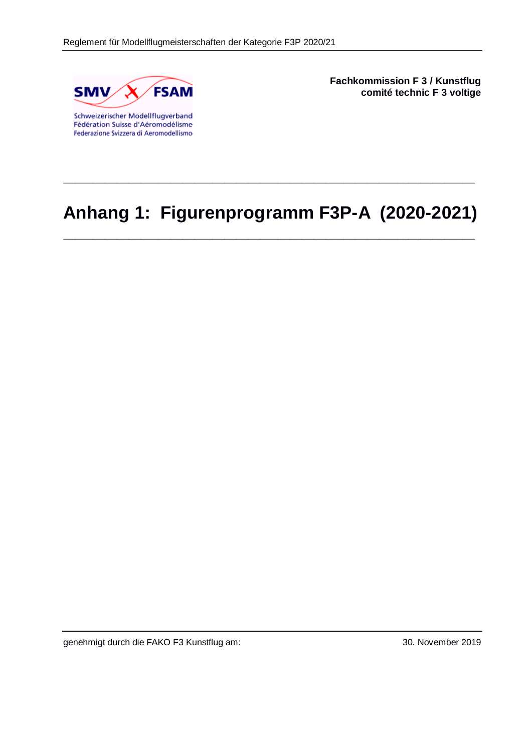SMV FSAM

Schweizerischer Modellflugverband
Fédération Suisse d'Aéromodélisme
Federazione Svizzera di Aeromodellismo

**Fachkommission F 3 / Kunstflug**
**comité technic F 3 voltige**

# Anhang 1: Figurenprogramm F3P-A (2020-2021)

genehmigt durch die FAKO F3 Kunstflug am: 30. November 2019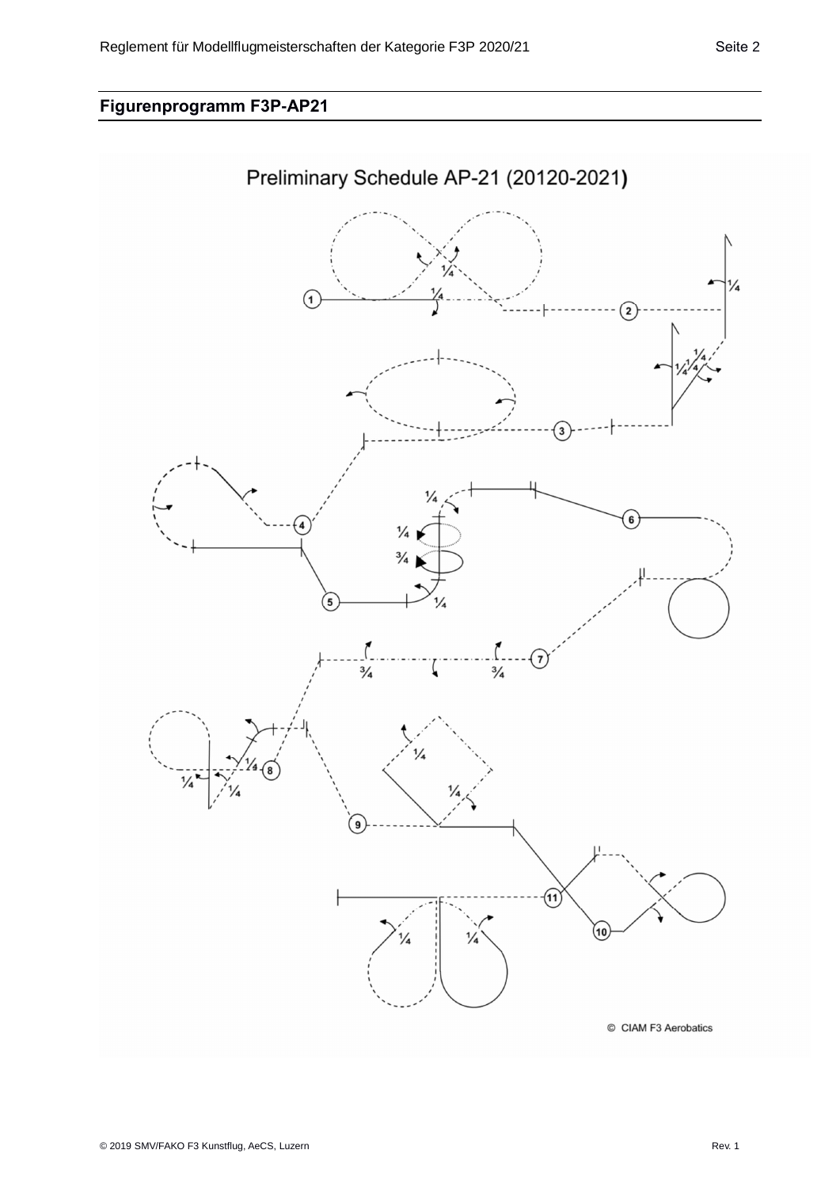## Figurenprogramm F3P-AP21

Preliminary Schedule AP-21 (20120-2021)

© CIAM F3 Aerobatics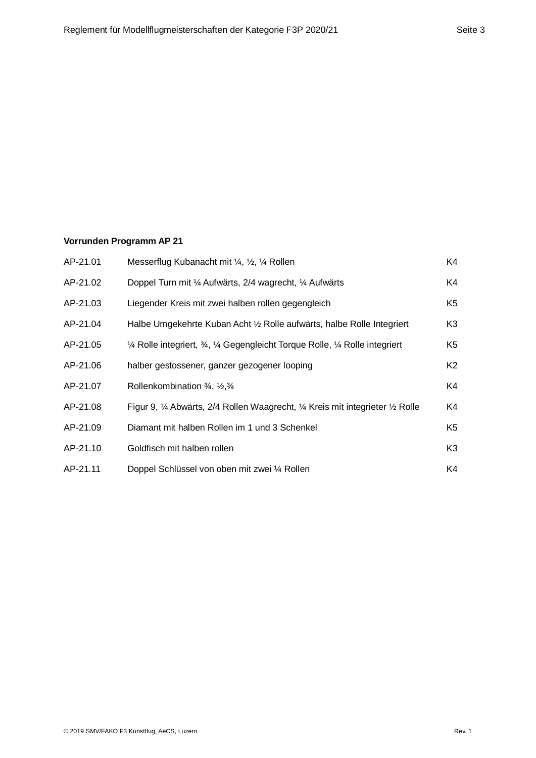**Vorrunden Programm AP 21**

| | | |
|---|---|---|
| AP-21.01 | Messerflug Kubanacht mit ¼, ½, ¼ Rollen | K4 |
| AP-21.02 | Doppel Turn mit ¼ Aufwärts, 2/4 wagrecht, ¼ Aufwärts | K4 |
| AP-21.03 | Liegender Kreis mit zwei halben rollen gegengleich | K5 |
| AP-21.04 | Halbe Umgekehrte Kuban Acht ½ Rolle aufwärts, halbe Rolle Integriert | K3 |
| AP-21.05 | ¼ Rolle integriert, ¾, ¼ Gegengleicht Torque Rolle, ¼ Rolle integriert | K5 |
| AP-21.06 | halber gestossener, ganzer gezogener looping | K2 |
| AP-21.07 | Rollenkombination ¾, ½,¾ | K4 |
| AP-21.08 | Figur 9, ¼ Abwärts, 2/4 Rollen Waagrecht, ¼ Kreis mit integrieter ½ Rolle | K4 |
| AP-21.09 | Diamant mit halben Rollen im 1 und 3 Schenkel | K5 |
| AP-21.10 | Goldfisch mit halben rollen | K3 |
| AP-21.11 | Doppel Schlüssel von oben mit zwei ¼ Rollen | K4 |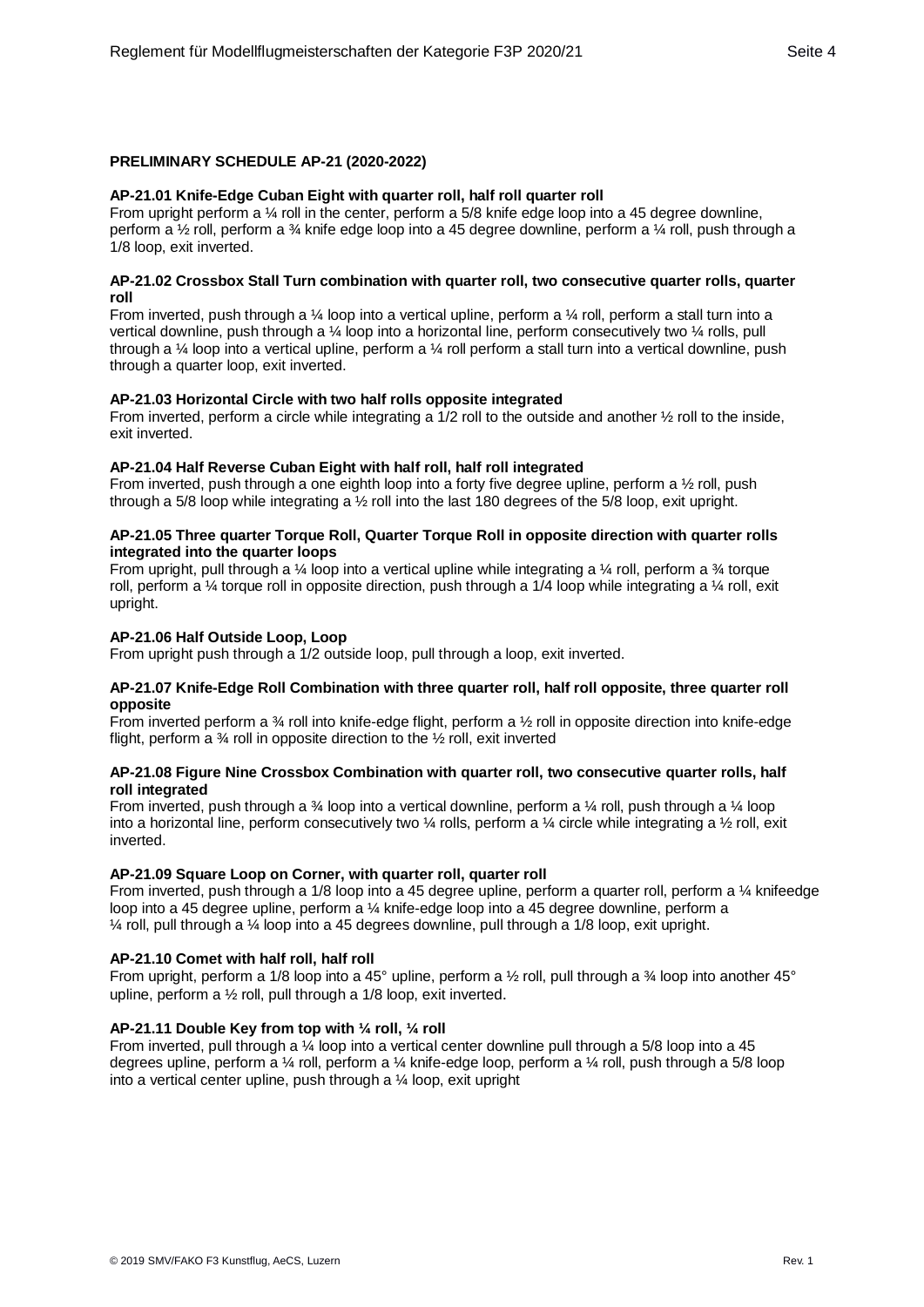**PRELIMINARY SCHEDULE AP-21 (2020-2022)**

**AP-21.01 Knife-Edge Cuban Eight with quarter roll, half roll quarter roll**
From upright perform a ¼ roll in the center, perform a 5/8 knife edge loop into a 45 degree downline, perform a ½ roll, perform a ¾ knife edge loop into a 45 degree downline, perform a ¼ roll, push through a 1/8 loop, exit inverted.

**AP-21.02 Crossbox Stall Turn combination with quarter roll, two consecutive quarter rolls, quarter roll**
From inverted, push through a ¼ loop into a vertical upline, perform a ¼ roll, perform a stall turn into a vertical downline, push through a ¼ loop into a horizontal line, perform consecutively two ¼ rolls, pull through a ¼ loop into a vertical upline, perform a ¼ roll perform a stall turn into a vertical downline, push through a quarter loop, exit inverted.

**AP-21.03 Horizontal Circle with two half rolls opposite integrated**
From inverted, perform a circle while integrating a 1/2 roll to the outside and another ½ roll to the inside, exit inverted.

**AP-21.04 Half Reverse Cuban Eight with half roll, half roll integrated**
From inverted, push through a one eighth loop into a forty five degree upline, perform a ½ roll, push through a 5/8 loop while integrating a ½ roll into the last 180 degrees of the 5/8 loop, exit upright.

**AP-21.05 Three quarter Torque Roll, Quarter Torque Roll in opposite direction with quarter rolls integrated into the quarter loops**
From upright, pull through a ¼ loop into a vertical upline while integrating a ¼ roll, perform a ¾ torque roll, perform a ¼ torque roll in opposite direction, push through a 1/4 loop while integrating a ¼ roll, exit upright.

**AP-21.06 Half Outside Loop, Loop**
From upright push through a 1/2 outside loop, pull through a loop, exit inverted.

**AP-21.07 Knife-Edge Roll Combination with three quarter roll, half roll opposite, three quarter roll opposite**
From inverted perform a ¾ roll into knife-edge flight, perform a ½ roll in opposite direction into knife-edge flight, perform a ¾ roll in opposite direction to the ½ roll, exit inverted

**AP-21.08 Figure Nine Crossbox Combination with quarter roll, two consecutive quarter rolls, half roll integrated**
From inverted, push through a ¾ loop into a vertical downline, perform a ¼ roll, push through a ¼ loop into a horizontal line, perform consecutively two ¼ rolls, perform a ¼ circle while integrating a ½ roll, exit inverted.

**AP-21.09 Square Loop on Corner, with quarter roll, quarter roll**
From inverted, push through a 1/8 loop into a 45 degree upline, perform a quarter roll, perform a ¼ knifeedge loop into a 45 degree upline, perform a ¼ knife-edge loop into a 45 degree downline, perform a ¼ roll, pull through a ¼ loop into a 45 degrees downline, pull through a 1/8 loop, exit upright.

**AP-21.10 Comet with half roll, half roll**
From upright, perform a 1/8 loop into a 45° upline, perform a ½ roll, pull through a ¾ loop into another 45° upline, perform a ½ roll, pull through a 1/8 loop, exit inverted.

**AP-21.11 Double Key from top with ¼ roll, ¼ roll**
From inverted, pull through a ¼ loop into a vertical center downline pull through a 5/8 loop into a 45 degrees upline, perform a ¼ roll, perform a ¼ knife-edge loop, perform a ¼ roll, push through a 5/8 loop into a vertical center upline, push through a ¼ loop, exit upright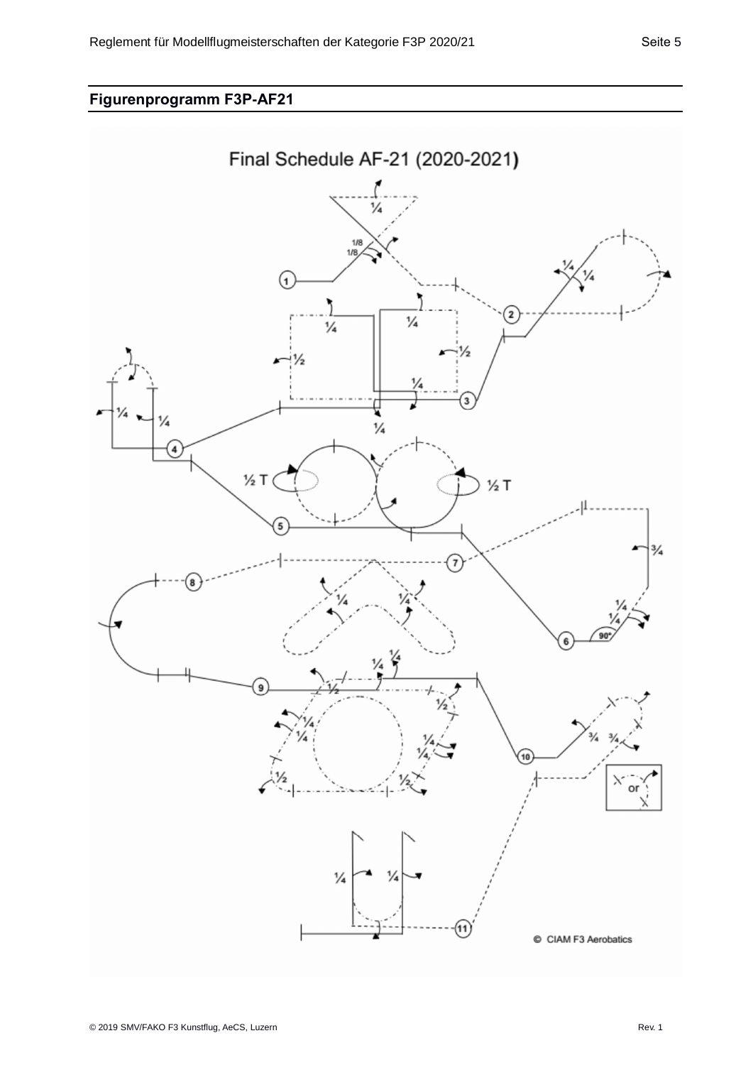## Figurenprogramm F3P-AF21

Final Schedule AF-21 (2020-2021)

© CIAM F3 Aerobatics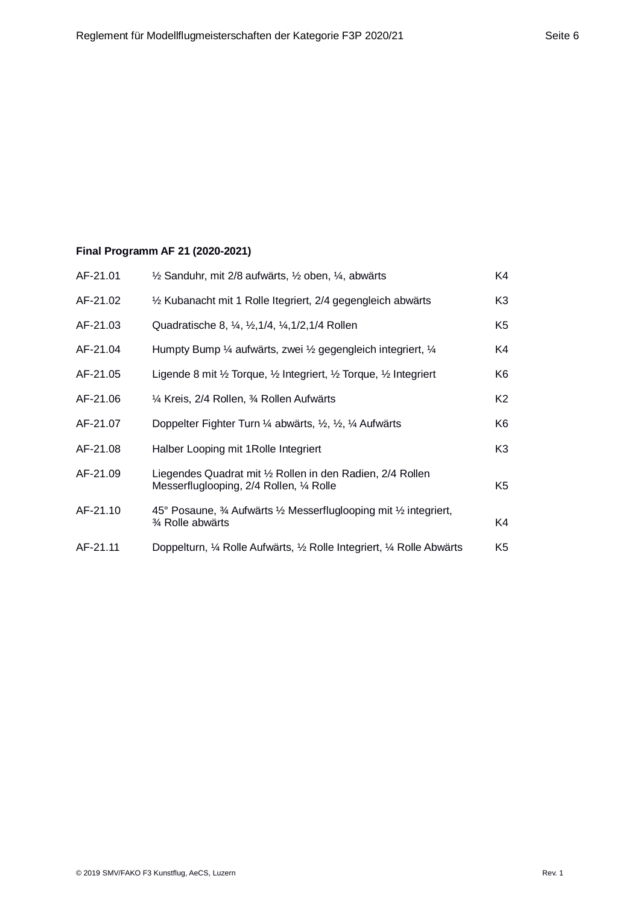**Final Programm AF 21 (2020-2021)**

| | | |
|---|---|---|
| AF-21.01 | ½ Sanduhr, mit 2/8 aufwärts, ½ oben, ¼, abwärts | K4 |
| AF-21.02 | ½ Kubanacht mit 1 Rolle Itegriert, 2/4 gegengleich abwärts | K3 |
| AF-21.03 | Quadratische 8, ¼, ½,1/4, ¼,1/2,1/4 Rollen | K5 |
| AF-21.04 | Humpty Bump ¼ aufwärts, zwei ½ gegengleich integriert, ¼ | K4 |
| AF-21.05 | Ligende 8 mit ½ Torque, ½ Integriert, ½ Torque, ½ Integriert | K6 |
| AF-21.06 | ¼ Kreis, 2/4 Rollen, ¾ Rollen Aufwärts | K2 |
| AF-21.07 | Doppelter Fighter Turn ¼ abwärts, ½, ½, ¼ Aufwärts | K6 |
| AF-21.08 | Halber Looping mit 1Rolle Integriert | K3 |
| AF-21.09 | Liegendes Quadrat mit ½ Rollen in den Radien, 2/4 Rollen Messerfluglooping, 2/4 Rollen, ¼ Rolle | K5 |
| AF-21.10 | 45° Posaune, ¾ Aufwärts ½ Messerfluglooping mit ½ integriert, ¾ Rolle abwärts | K4 |
| AF-21.11 | Doppelturn, ¼ Rolle Aufwärts, ½ Rolle Integriert, ¼ Rolle Abwärts | K5 |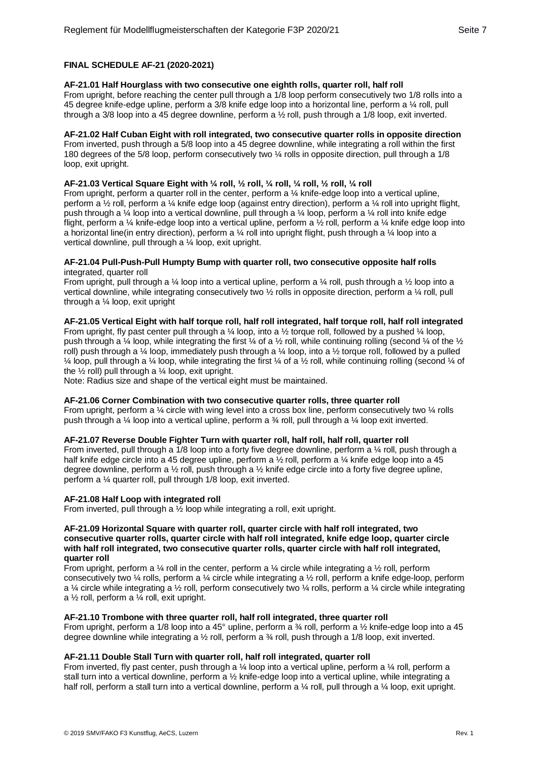## FINAL SCHEDULE AF-21 (2020-2021)

**AF-21.01 Half Hourglass with two consecutive one eighth rolls, quarter roll, half roll**
From upright, before reaching the center pull through a 1/8 loop perform consecutively two 1/8 rolls into a 45 degree knife-edge upline, perform a 3/8 knife edge loop into a horizontal line, perform a ¼ roll, pull through a 3/8 loop into a 45 degree downline, perform a ½ roll, push through a 1/8 loop, exit inverted.

**AF-21.02 Half Cuban Eight with roll integrated, two consecutive quarter rolls in opposite direction**
From inverted, push through a 5/8 loop into a 45 degree downline, while integrating a roll within the first 180 degrees of the 5/8 loop, perform consecutively two ¼ rolls in opposite direction, pull through a 1/8 loop, exit upright.

**AF-21.03 Vertical Square Eight with ¼ roll, ½ roll, ¼ roll, ¼ roll, ½ roll, ¼ roll**
From upright, perform a quarter roll in the center, perform a ¼ knife-edge loop into a vertical upline, perform a ½ roll, perform a ¼ knife edge loop (against entry direction), perform a ¼ roll into upright flight, push through a ¼ loop into a vertical downline, pull through a ¼ loop, perform a ¼ roll into knife edge flight, perform a ¼ knife-edge loop into a vertical upline, perform a ½ roll, perform a ¼ knife edge loop into a horizontal line(in entry direction), perform a ¼ roll into upright flight, push through a ¼ loop into a vertical downline, pull through a ¼ loop, exit upright.

**AF-21.04 Pull-Push-Pull Humpty Bump with quarter roll, two consecutive opposite half rolls** integrated, quarter roll
From upright, pull through a ¼ loop into a vertical upline, perform a ¼ roll, push through a ½ loop into a vertical downline, while integrating consecutively two ½ rolls in opposite direction, perform a ¼ roll, pull through a ¼ loop, exit upright

**AF-21.05 Vertical Eight with half torque roll, half roll integrated, half torque roll, half roll integrated**
From upright, fly past center pull through a ¼ loop, into a ½ torque roll, followed by a pushed ¼ loop, push through a ¼ loop, while integrating the first ¼ of a ½ roll, while continuing rolling (second ¼ of the ½ roll) push through a ¼ loop, immediately push through a ¼ loop, into a ½ torque roll, followed by a pulled ¼ loop, pull through a ¼ loop, while integrating the first ¼ of a ½ roll, while continuing rolling (second ¼ of the ½ roll) pull through a ¼ loop, exit upright.
Note: Radius size and shape of the vertical eight must be maintained.

**AF-21.06 Corner Combination with two consecutive quarter rolls, three quarter roll**
From upright, perform a ¼ circle with wing level into a cross box line, perform consecutively two ¼ rolls push through a ¼ loop into a vertical upline, perform a ¾ roll, pull through a ¼ loop exit inverted.

**AF-21.07 Reverse Double Fighter Turn with quarter roll, half roll, half roll, quarter roll**
From inverted, pull through a 1/8 loop into a forty five degree downline, perform a ¼ roll, push through a half knife edge circle into a 45 degree upline, perform a ½ roll, perform a ¼ knife edge loop into a 45 degree downline, perform a ½ roll, push through a ½ knife edge circle into a forty five degree upline, perform a ¼ quarter roll, pull through 1/8 loop, exit inverted.

**AF-21.08 Half Loop with integrated roll**
From inverted, pull through a ½ loop while integrating a roll, exit upright.

**AF-21.09 Horizontal Square with quarter roll, quarter circle with half roll integrated, two consecutive quarter rolls, quarter circle with half roll integrated, knife edge loop, quarter circle with half roll integrated, two consecutive quarter rolls, quarter circle with half roll integrated, quarter roll**
From upright, perform a ¼ roll in the center, perform a ¼ circle while integrating a ½ roll, perform consecutively two ¼ rolls, perform a ¼ circle while integrating a ½ roll, perform a knife edge-loop, perform a ¼ circle while integrating a ½ roll, perform consecutively two ¼ rolls, perform a ¼ circle while integrating a ½ roll, perform a ¼ roll, exit upright.

**AF-21.10 Trombone with three quarter roll, half roll integrated, three quarter roll**
From upright, perform a 1/8 loop into a 45° upline, perform a ¾ roll, perform a ½ knife-edge loop into a 45 degree downline while integrating a ½ roll, perform a ¾ roll, push through a 1/8 loop, exit inverted.

**AF-21.11 Double Stall Turn with quarter roll, half roll integrated, quarter roll**
From inverted, fly past center, push through a ¼ loop into a vertical upline, perform a ¼ roll, perform a stall turn into a vertical downline, perform a ½ knife-edge loop into a vertical upline, while integrating a half roll, perform a stall turn into a vertical downline, perform a ¼ roll, pull through a ¼ loop, exit upright.